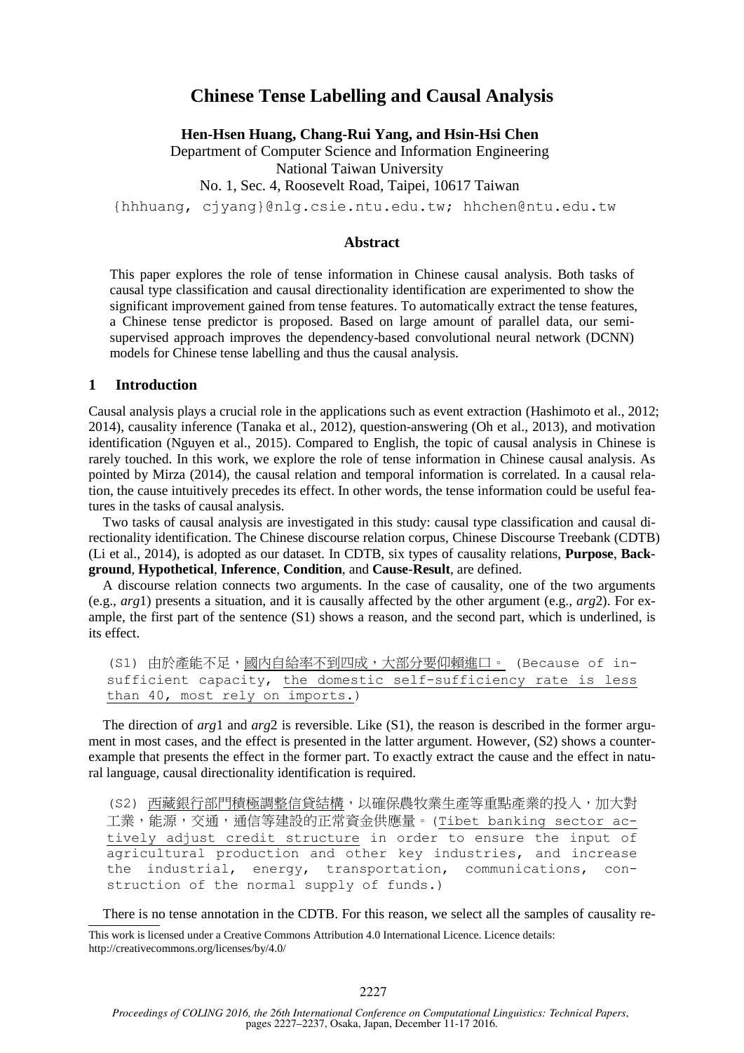# Chinese Tense Labelling and Causal Analysis

**Hen-Hsen Huang, Chang-Rui Yang, and Hsin-Hsi Chen**
Department of Computer Science and Information Engineering
National Taiwan University
No. 1, Sec. 4, Roosevelt Road, Taipei, 10617 Taiwan
{hhhuang, cjyang}@nlg.csie.ntu.edu.tw; hhchen@ntu.edu.tw

## Abstract

This paper explores the role of tense information in Chinese causal analysis. Both tasks of causal type classification and causal directionality identification are experimented to show the significant improvement gained from tense features. To automatically extract the tense features, a Chinese tense predictor is proposed. Based on large amount of parallel data, our semi-supervised approach improves the dependency-based convolutional neural network (DCNN) models for Chinese tense labelling and thus the causal analysis.

## 1 Introduction

Causal analysis plays a crucial role in the applications such as event extraction (Hashimoto et al., 2012; 2014), causality inference (Tanaka et al., 2012), question-answering (Oh et al., 2013), and motivation identification (Nguyen et al., 2015). Compared to English, the topic of causal analysis in Chinese is rarely touched. In this work, we explore the role of tense information in Chinese causal analysis. As pointed by Mirza (2014), the causal relation and temporal information is correlated. In a causal relation, the cause intuitively precedes its effect. In other words, the tense information could be useful features in the tasks of causal analysis.

Two tasks of causal analysis are investigated in this study: causal type classification and causal directionality identification. The Chinese discourse relation corpus, Chinese Discourse Treebank (CDTB) (Li et al., 2014), is adopted as our dataset. In CDTB, six types of causality relations, **Purpose**, **Background**, **Hypothetical**, **Inference**, **Condition**, and **Cause-Result**, are defined.

A discourse relation connects two arguments. In the case of causality, one of the two arguments (e.g., *arg*1) presents a situation, and it is causally affected by the other argument (e.g., *arg*2). For example, the first part of the sentence (S1) shows a reason, and the second part, which is underlined, is its effect.

(S1) 由於產能不足，<u>國內自給率不到四成，大部分要仰賴進口。</u> (Because of insufficient capacity, <u>the domestic self-sufficiency rate is less than 40, most rely on imports.</u>)

The direction of *arg*1 and *arg*2 is reversible. Like (S1), the reason is described in the former argument in most cases, and the effect is presented in the latter argument. However, (S2) shows a counterexample that presents the effect in the former part. To exactly extract the cause and the effect in natural language, causal directionality identification is required.

(S2) <u>西藏銀行部門積極調整信貸結構</u>，以確保農牧業生產等重點產業的投入，加大對工業，能源，交通，通信等建設的正常資金供應量。(<u>Tibet banking sector actively adjust credit structure</u> in order to ensure the input of agricultural production and other key industries, and increase the industrial, energy, transportation, communications, construction of the normal supply of funds.)

There is no tense annotation in the CDTB. For this reason, we select all the samples of causality re-

This work is licensed under a Creative Commons Attribution 4.0 International Licence. Licence details: http://creativecommons.org/licenses/by/4.0/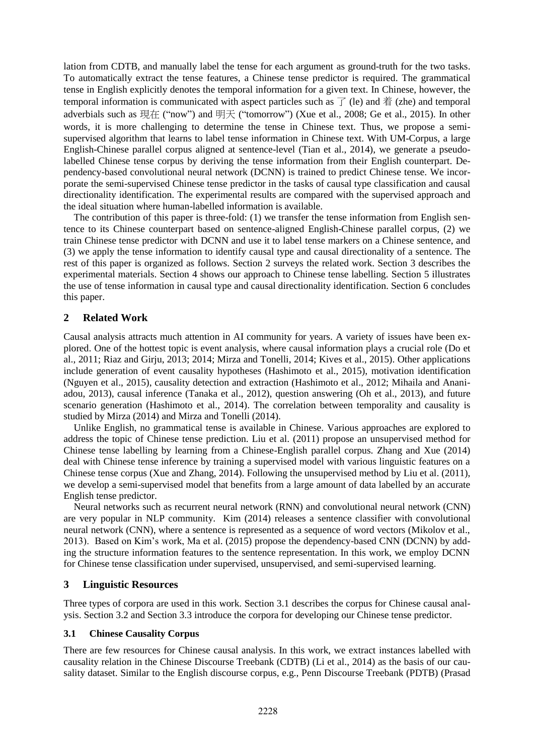lation from CDTB, and manually label the tense for each argument as ground-truth for the two tasks. To automatically extract the tense features, a Chinese tense predictor is required. The grammatical tense in English explicitly denotes the temporal information for a given text. In Chinese, however, the temporal information is communicated with aspect particles such as 了 (le) and 着 (zhe) and temporal adverbials such as 現在 ("now") and 明天 ("tomorrow") (Xue et al., 2008; Ge et al., 2015). In other words, it is more challenging to determine the tense in Chinese text. Thus, we propose a semi-supervised algorithm that learns to label tense information in Chinese text. With UM-Corpus, a large English-Chinese parallel corpus aligned at sentence-level (Tian et al., 2014), we generate a pseudo-labelled Chinese tense corpus by deriving the tense information from their English counterpart. Dependency-based convolutional neural network (DCNN) is trained to predict Chinese tense. We incorporate the semi-supervised Chinese tense predictor in the tasks of causal type classification and causal directionality identification. The experimental results are compared with the supervised approach and the ideal situation where human-labelled information is available.

The contribution of this paper is three-fold: (1) we transfer the tense information from English sentence to its Chinese counterpart based on sentence-aligned English-Chinese parallel corpus, (2) we train Chinese tense predictor with DCNN and use it to label tense markers on a Chinese sentence, and (3) we apply the tense information to identify causal type and causal directionality of a sentence. The rest of this paper is organized as follows. Section 2 surveys the related work. Section 3 describes the experimental materials. Section 4 shows our approach to Chinese tense labelling. Section 5 illustrates the use of tense information in causal type and causal directionality identification. Section 6 concludes this paper.

## 2 Related Work

Causal analysis attracts much attention in AI community for years. A variety of issues have been explored. One of the hottest topic is event analysis, where causal information plays a crucial role (Do et al., 2011; Riaz and Girju, 2013; 2014; Mirza and Tonelli, 2014; Kives et al., 2015). Other applications include generation of event causality hypotheses (Hashimoto et al., 2015), motivation identification (Nguyen et al., 2015), causality detection and extraction (Hashimoto et al., 2012; Mihaila and Ananiadou, 2013), causal inference (Tanaka et al., 2012), question answering (Oh et al., 2013), and future scenario generation (Hashimoto et al., 2014). The correlation between temporality and causality is studied by Mirza (2014) and Mirza and Tonelli (2014).

Unlike English, no grammatical tense is available in Chinese. Various approaches are explored to address the topic of Chinese tense prediction. Liu et al. (2011) propose an unsupervised method for Chinese tense labelling by learning from a Chinese-English parallel corpus. Zhang and Xue (2014) deal with Chinese tense inference by training a supervised model with various linguistic features on a Chinese tense corpus (Xue and Zhang, 2014). Following the unsupervised method by Liu et al. (2011), we develop a semi-supervised model that benefits from a large amount of data labelled by an accurate English tense predictor.

Neural networks such as recurrent neural network (RNN) and convolutional neural network (CNN) are very popular in NLP community. Kim (2014) releases a sentence classifier with convolutional neural network (CNN), where a sentence is represented as a sequence of word vectors (Mikolov et al., 2013). Based on Kim's work, Ma et al. (2015) propose the dependency-based CNN (DCNN) by adding the structure information features to the sentence representation. In this work, we employ DCNN for Chinese tense classification under supervised, unsupervised, and semi-supervised learning.

## 3 Linguistic Resources

Three types of corpora are used in this work. Section 3.1 describes the corpus for Chinese causal analysis. Section 3.2 and Section 3.3 introduce the corpora for developing our Chinese tense predictor.

### 3.1 Chinese Causality Corpus

There are few resources for Chinese causal analysis. In this work, we extract instances labelled with causality relation in the Chinese Discourse Treebank (CDTB) (Li et al., 2014) as the basis of our causality dataset. Similar to the English discourse corpus, e.g., Penn Discourse Treebank (PDTB) (Prasad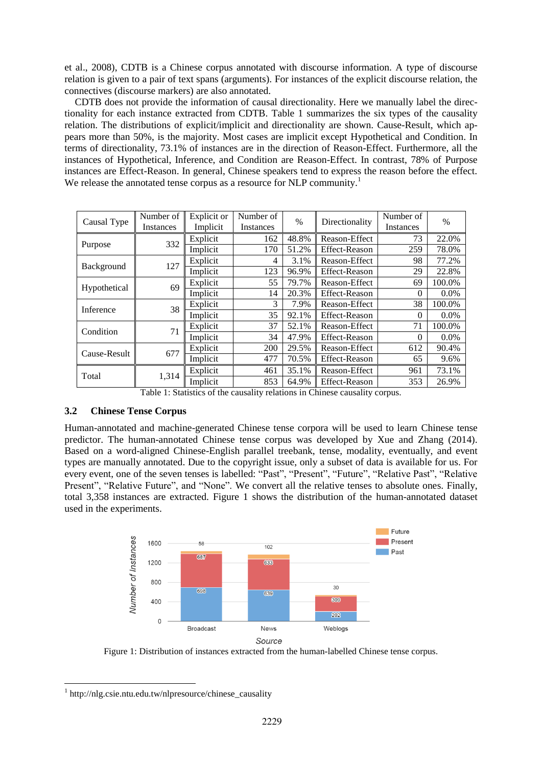et al., 2008), CDTB is a Chinese corpus annotated with discourse information. A type of discourse relation is given to a pair of text spans (arguments). For instances of the explicit discourse relation, the connectives (discourse markers) are also annotated.

CDTB does not provide the information of causal directionality. Here we manually label the directionality for each instance extracted from CDTB. Table 1 summarizes the six types of the causality relation. The distributions of explicit/implicit and directionality are shown. Cause-Result, which appears more than 50%, is the majority. Most cases are implicit except Hypothetical and Condition. In terms of directionality, 73.1% of instances are in the direction of Reason-Effect. Furthermore, all the instances of Hypothetical, Inference, and Condition are Reason-Effect. In contrast, 78% of Purpose instances are Effect-Reason. In general, Chinese speakers tend to express the reason before the effect. We release the annotated tense corpus as a resource for NLP community.[1]

| Causal Type | Number of Instances | Explicit or Implicit | Number of Instances | % | Directionality | Number of Instances | % |
|---|---|---|---|---|---|---|---|
| Purpose | 332 | Explicit | 162 | 48.8% | Reason-Effect | 73 | 22.0% |
| | | Implicit | 170 | 51.2% | Effect-Reason | 259 | 78.0% |
| Background | 127 | Explicit | 4 | 3.1% | Reason-Effect | 98 | 77.2% |
| | | Implicit | 123 | 96.9% | Effect-Reason | 29 | 22.8% |
| Hypothetical | 69 | Explicit | 55 | 79.7% | Reason-Effect | 69 | 100.0% |
| | | Implicit | 14 | 20.3% | Effect-Reason | 0 | 0.0% |
| Inference | 38 | Explicit | 3 | 7.9% | Reason-Effect | 38 | 100.0% |
| | | Implicit | 35 | 92.1% | Effect-Reason | 0 | 0.0% |
| Condition | 71 | Explicit | 37 | 52.1% | Reason-Effect | 71 | 100.0% |
| | | Implicit | 34 | 47.9% | Effect-Reason | 0 | 0.0% |
| Cause-Result | 677 | Explicit | 200 | 29.5% | Reason-Effect | 612 | 90.4% |
| | | Implicit | 477 | 70.5% | Effect-Reason | 65 | 9.6% |
| Total | 1,314 | Explicit | 461 | 35.1% | Reason-Effect | 961 | 73.1% |
| | | Implicit | 853 | 64.9% | Effect-Reason | 353 | 26.9% |

Table 1: Statistics of the causality relations in Chinese causality corpus.

### 3.2 Chinese Tense Corpus

Human-annotated and machine-generated Chinese tense corpora will be used to learn Chinese tense predictor. The human-annotated Chinese tense corpus was developed by Xue and Zhang (2014). Based on a word-aligned Chinese-English parallel treebank, tense, modality, eventually, and event types are manually annotated. Due to the copyright issue, only a subset of data is available for us. For every event, one of the seven tenses is labelled: "Past", "Present", "Future", "Relative Past", "Relative Present", "Relative Future", and "None". We convert all the relative tenses to absolute ones. Finally, total 3,358 instances are extracted. Figure 1 shows the distribution of the human-annotated dataset used in the experiments.

Number of Instances
1600
1200
800
400
0
58
687
698
102
633
639
30
309
202
Broadcast
News
Weblogs
Source
Future
Present
Past

Figure 1: Distribution of instances extracted from the human-labelled Chinese tense corpus.

[1] http://nlg.csie.ntu.edu.tw/nlpresource/chinese_causality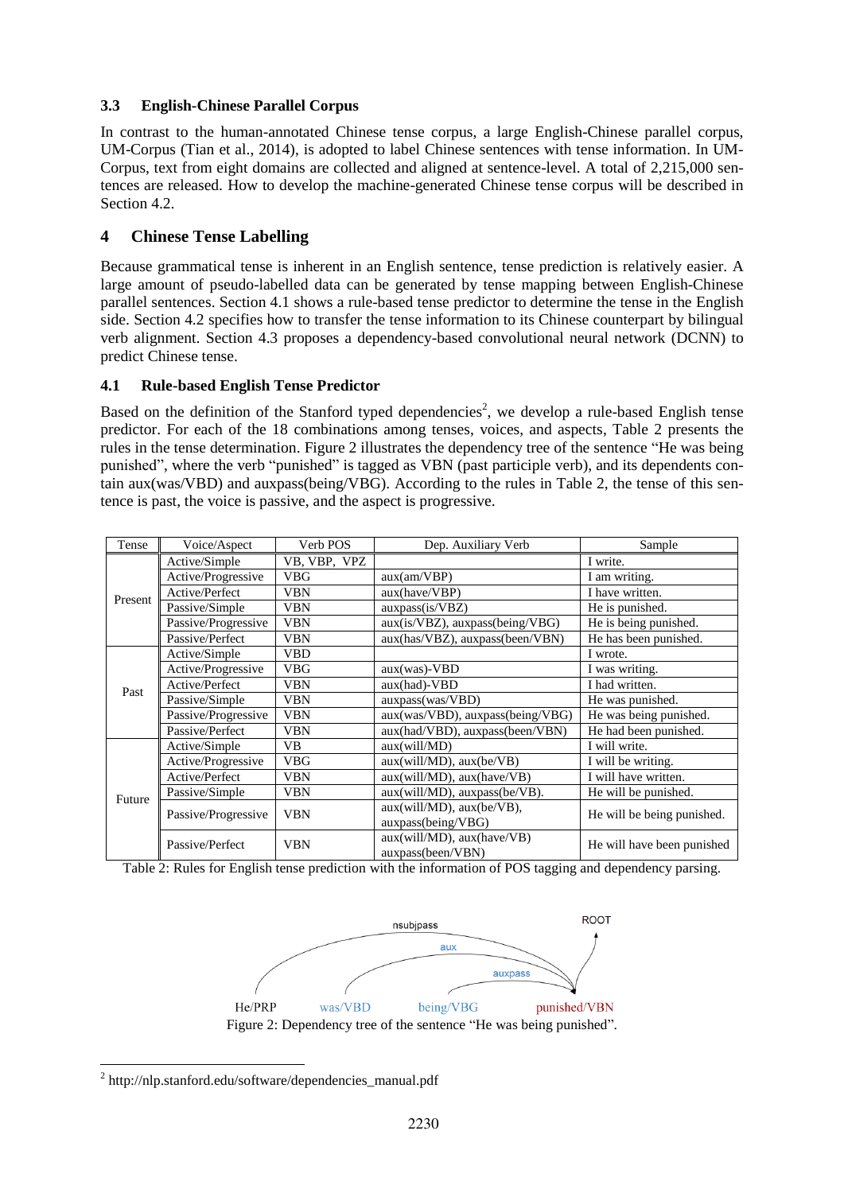### 3.3 English-Chinese Parallel Corpus

In contrast to the human-annotated Chinese tense corpus, a large English-Chinese parallel corpus, UM-Corpus (Tian et al., 2014), is adopted to label Chinese sentences with tense information. In UM-Corpus, text from eight domains are collected and aligned at sentence-level. A total of 2,215,000 sentences are released. How to develop the machine-generated Chinese tense corpus will be described in Section 4.2.

## 4 Chinese Tense Labelling

Because grammatical tense is inherent in an English sentence, tense prediction is relatively easier. A large amount of pseudo-labelled data can be generated by tense mapping between English-Chinese parallel sentences. Section 4.1 shows a rule-based tense predictor to determine the tense in the English side. Section 4.2 specifies how to transfer the tense information to its Chinese counterpart by bilingual verb alignment. Section 4.3 proposes a dependency-based convolutional neural network (DCNN) to predict Chinese tense.

### 4.1 Rule-based English Tense Predictor

Based on the definition of the Stanford typed dependencies[2], we develop a rule-based English tense predictor. For each of the 18 combinations among tenses, voices, and aspects, Table 2 presents the rules in the tense determination. Figure 2 illustrates the dependency tree of the sentence "He was being punished", where the verb "punished" is tagged as VBN (past participle verb), and its dependents contain aux(was/VBD) and auxpass(being/VBG). According to the rules in Table 2, the tense of this sentence is past, the voice is passive, and the aspect is progressive.

| Tense | Voice/Aspect | Verb POS | Dep. Auxiliary Verb | Sample |
|---|---|---|---|---|
| Present | Active/Simple | VB, VBP, VPZ | | I write. |
| | Active/Progressive | VBG | aux(am/VBP) | I am writing. |
| | Active/Perfect | VBN | aux(have/VBP) | I have written. |
| | Passive/Simple | VBN | auxpass(is/VBZ) | He is punished. |
| | Passive/Progressive | VBN | aux(is/VBZ), auxpass(being/VBG) | He is being punished. |
| | Passive/Perfect | VBN | aux(has/VBZ), auxpass(been/VBN) | He has been punished. |
| Past | Active/Simple | VBD | | I wrote. |
| | Active/Progressive | VBG | aux(was)-VBD | I was writing. |
| | Active/Perfect | VBN | aux(had)-VBD | I had written. |
| | Passive/Simple | VBN | auxpass(was/VBD) | He was punished. |
| | Passive/Progressive | VBN | aux(was/VBD), auxpass(being/VBG) | He was being punished. |
| | Passive/Perfect | VBN | aux(had/VBD), auxpass(been/VBN) | He had been punished. |
| Future | Active/Simple | VB | aux(will/MD) | I will write. |
| | Active/Progressive | VBG | aux(will/MD), aux(be/VB) | I will be writing. |
| | Active/Perfect | VBN | aux(will/MD), aux(have/VB) | I will have written. |
| | Passive/Simple | VBN | aux(will/MD), auxpass(be/VB). | He will be punished. |
| | Passive/Progressive | VBN | aux(will/MD), aux(be/VB), auxpass(being/VBG) | He will be being punished. |
| | Passive/Perfect | VBN | aux(will/MD), aux(have/VB) auxpass(been/VBN) | He will have been punished |

Table 2: Rules for English tense prediction with the information of POS tagging and dependency parsing.

nsubjpass
aux
auxpass
ROOT
He/PRP was/VBD being/VBG punished/VBN

Figure 2: Dependency tree of the sentence "He was being punished".

[2] http://nlp.stanford.edu/software/dependencies_manual.pdf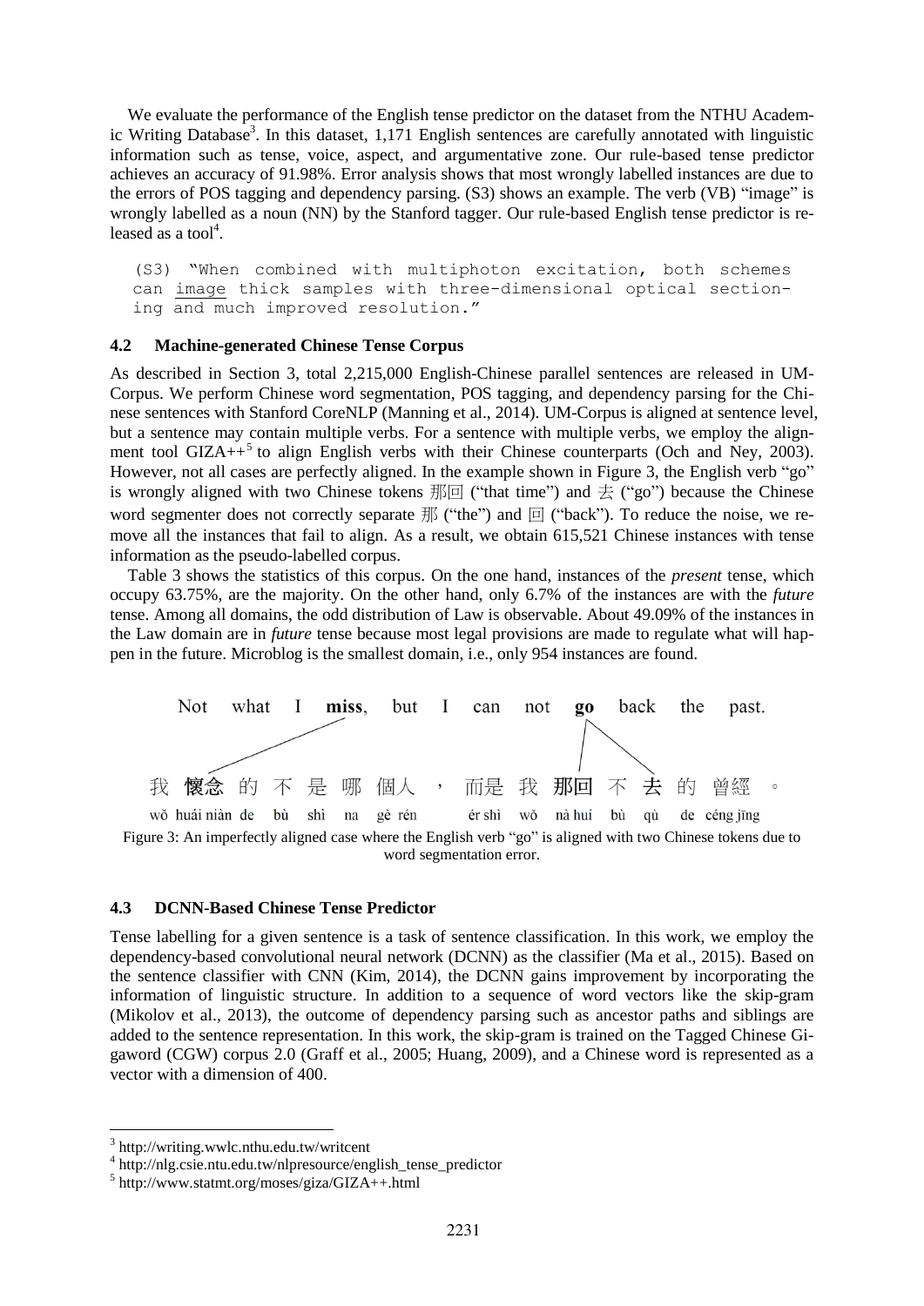We evaluate the performance of the English tense predictor on the dataset from the NTHU Academic Writing Database[3]. In this dataset, 1,171 English sentences are carefully annotated with linguistic information such as tense, voice, aspect, and argumentative zone. Our rule-based tense predictor achieves an accuracy of 91.98%. Error analysis shows that most wrongly labelled instances are due to the errors of POS tagging and dependency parsing. (S3) shows an example. The verb (VB) "image" is wrongly labelled as a noun (NN) by the Stanford tagger. Our rule-based English tense predictor is released as a tool[4].

```
(S3) "When combined with multiphoton excitation, both schemes
can image thick samples with three-dimensional optical section-
ing and much improved resolution."
```

### 4.2 Machine-generated Chinese Tense Corpus

As described in Section 3, total 2,215,000 English-Chinese parallel sentences are released in UM-Corpus. We perform Chinese word segmentation, POS tagging, and dependency parsing for the Chinese sentences with Stanford CoreNLP (Manning et al., 2014). UM-Corpus is aligned at sentence level, but a sentence may contain multiple verbs. For a sentence with multiple verbs, we employ the alignment tool GIZA++[5] to align English verbs with their Chinese counterparts (Och and Ney, 2003). However, not all cases are perfectly aligned. In the example shown in Figure 3, the English verb "go" is wrongly aligned with two Chinese tokens 那回 ("that time") and 去 ("go") because the Chinese word segmenter does not correctly separate 那 ("the") and 回 ("back"). To reduce the noise, we remove all the instances that fail to align. As a result, we obtain 615,521 Chinese instances with tense information as the pseudo-labelled corpus.

Table 3 shows the statistics of this corpus. On the one hand, instances of the *present* tense, which occupy 63.75%, are the majority. On the other hand, only 6.7% of the instances are with the *future* tense. Among all domains, the odd distribution of Law is observable. About 49.09% of the instances in the Law domain are in *future* tense because most legal provisions are made to regulate what will happen in the future. Microblog is the smallest domain, i.e., only 954 instances are found.

Not what I **miss**, but I can not **go** back the past.

我 **懷念** 的 不 是 哪 個人 ， 而是 我 **那回** 不 **去** 的 曾經 。

wǒ huái niàn de bù shì na gè rén ér shì wǒ nà huí bù qù de céng jīng

Figure 3: An imperfectly aligned case where the English verb "go" is aligned with two Chinese tokens due to word segmentation error.

### 4.3 DCNN-Based Chinese Tense Predictor

Tense labelling for a given sentence is a task of sentence classification. In this work, we employ the dependency-based convolutional neural network (DCNN) as the classifier (Ma et al., 2015). Based on the sentence classifier with CNN (Kim, 2014), the DCNN gains improvement by incorporating the information of linguistic structure. In addition to a sequence of word vectors like the skip-gram (Mikolov et al., 2013), the outcome of dependency parsing such as ancestor paths and siblings are added to the sentence representation. In this work, the skip-gram is trained on the Tagged Chinese Gigaword (CGW) corpus 2.0 (Graff et al., 2005; Huang, 2009), and a Chinese word is represented as a vector with a dimension of 400.

[3] http://writing.wwlc.nthu.edu.tw/writcent

[4] http://nlg.csie.ntu.edu.tw/nlpresource/english_tense_predictor

[5] http://www.statmt.org/moses/giza/GIZA++.html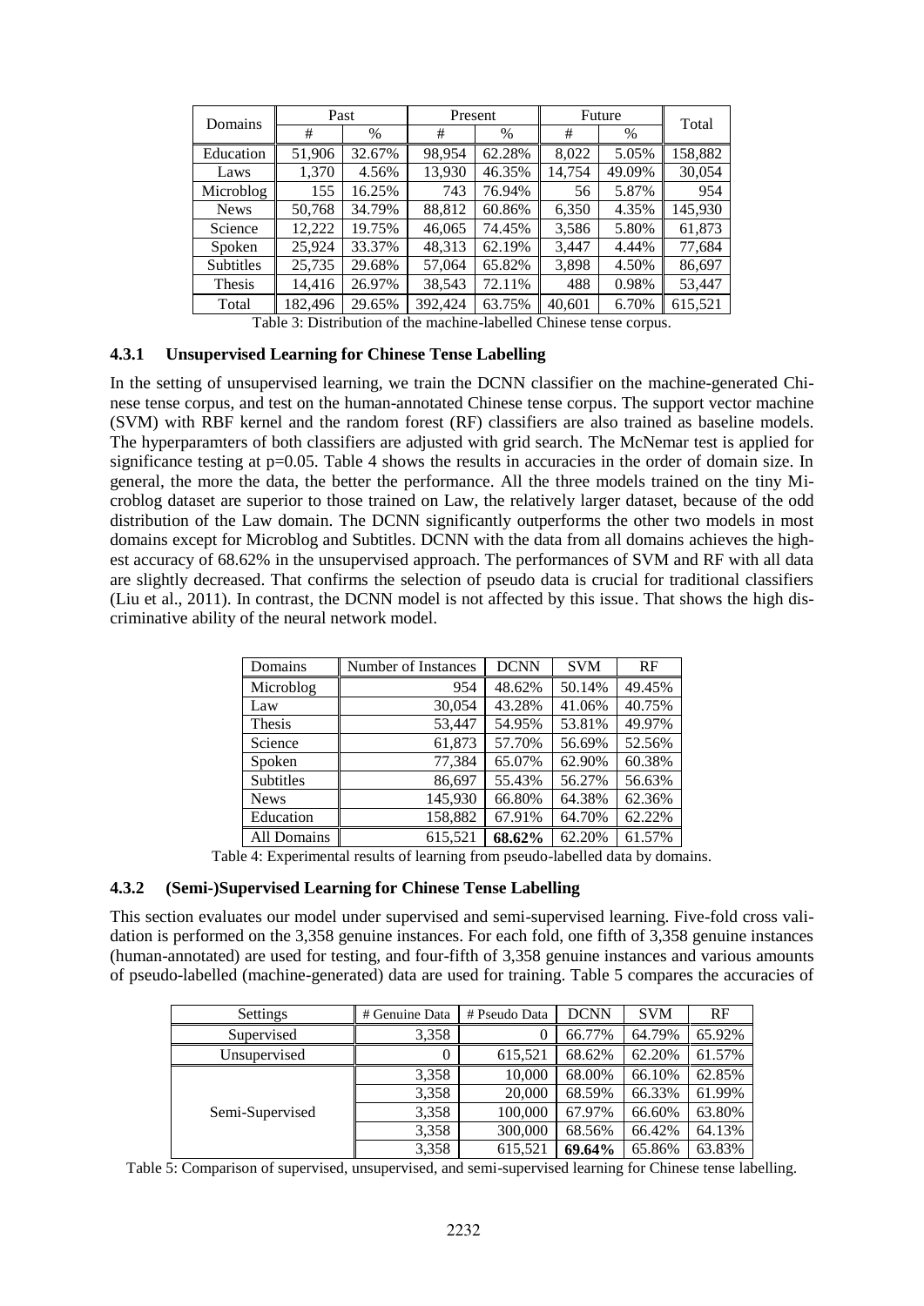| Domains | Past | | Present | | Future | | Total |
|---|---|---|---|---|---|---|---|
| | # | % | # | % | # | % | |
| Education | 51,906 | 32.67% | 98,954 | 62.28% | 8,022 | 5.05% | 158,882 |
| Laws | 1,370 | 4.56% | 13,930 | 46.35% | 14,754 | 49.09% | 30,054 |
| Microblog | 155 | 16.25% | 743 | 76.94% | 56 | 5.87% | 954 |
| News | 50,768 | 34.79% | 88,812 | 60.86% | 6,350 | 4.35% | 145,930 |
| Science | 12,222 | 19.75% | 46,065 | 74.45% | 3,586 | 5.80% | 61,873 |
| Spoken | 25,924 | 33.37% | 48,313 | 62.19% | 3,447 | 4.44% | 77,684 |
| Subtitles | 25,735 | 29.68% | 57,064 | 65.82% | 3,898 | 4.50% | 86,697 |
| Thesis | 14,416 | 26.97% | 38,543 | 72.11% | 488 | 0.98% | 53,447 |
| Total | 182,496 | 29.65% | 392,424 | 63.75% | 40,601 | 6.70% | 615,521 |

Table 3: Distribution of the machine-labelled Chinese tense corpus.

### 4.3.1 Unsupervised Learning for Chinese Tense Labelling

In the setting of unsupervised learning, we train the DCNN classifier on the machine-generated Chinese tense corpus, and test on the human-annotated Chinese tense corpus. The support vector machine (SVM) with RBF kernel and the random forest (RF) classifiers are also trained as baseline models. The hyperparamters of both classifiers are adjusted with grid search. The McNemar test is applied for significance testing at p=0.05. Table 4 shows the results in accuracies in the order of domain size. In general, the more the data, the better the performance. All the three models trained on the tiny Microblog dataset are superior to those trained on Law, the relatively larger dataset, because of the odd distribution of the Law domain. The DCNN significantly outperforms the other two models in most domains except for Microblog and Subtitles. DCNN with the data from all domains achieves the highest accuracy of 68.62% in the unsupervised approach. The performances of SVM and RF with all data are slightly decreased. That confirms the selection of pseudo data is crucial for traditional classifiers (Liu et al., 2011). In contrast, the DCNN model is not affected by this issue. That shows the high discriminative ability of the neural network model.

| Domains | Number of Instances | DCNN | SVM | RF |
|---|---|---|---|---|
| Microblog | 954 | 48.62% | 50.14% | 49.45% |
| Law | 30,054 | 43.28% | 41.06% | 40.75% |
| Thesis | 53,447 | 54.95% | 53.81% | 49.97% |
| Science | 61,873 | 57.70% | 56.69% | 52.56% |
| Spoken | 77,384 | 65.07% | 62.90% | 60.38% |
| Subtitles | 86,697 | 55.43% | 56.27% | 56.63% |
| News | 145,930 | 66.80% | 64.38% | 62.36% |
| Education | 158,882 | 67.91% | 64.70% | 62.22% |
| All Domains | 615,521 | **68.62%** | 62.20% | 61.57% |

Table 4: Experimental results of learning from pseudo-labelled data by domains.

### 4.3.2 (Semi-)Supervised Learning for Chinese Tense Labelling

This section evaluates our model under supervised and semi-supervised learning. Five-fold cross validation is performed on the 3,358 genuine instances. For each fold, one fifth of 3,358 genuine instances (human-annotated) are used for testing, and four-fifth of 3,358 genuine instances and various amounts of pseudo-labelled (machine-generated) data are used for training. Table 5 compares the accuracies of

| Settings | # Genuine Data | # Pseudo Data | DCNN | SVM | RF |
|---|---|---|---|---|---|
| Supervised | 3,358 | 0 | 66.77% | 64.79% | 65.92% |
| Unsupervised | 0 | 615,521 | 68.62% | 62.20% | 61.57% |
| Semi-Supervised | 3,358 | 10,000 | 68.00% | 66.10% | 62.85% |
| | 3,358 | 20,000 | 68.59% | 66.33% | 61.99% |
| | 3,358 | 100,000 | 67.97% | 66.60% | 63.80% |
| | 3,358 | 300,000 | 68.56% | 66.42% | 64.13% |
| | 3,358 | 615,521 | **69.64%** | 65.86% | 63.83% |

Table 5: Comparison of supervised, unsupervised, and semi-supervised learning for Chinese tense labelling.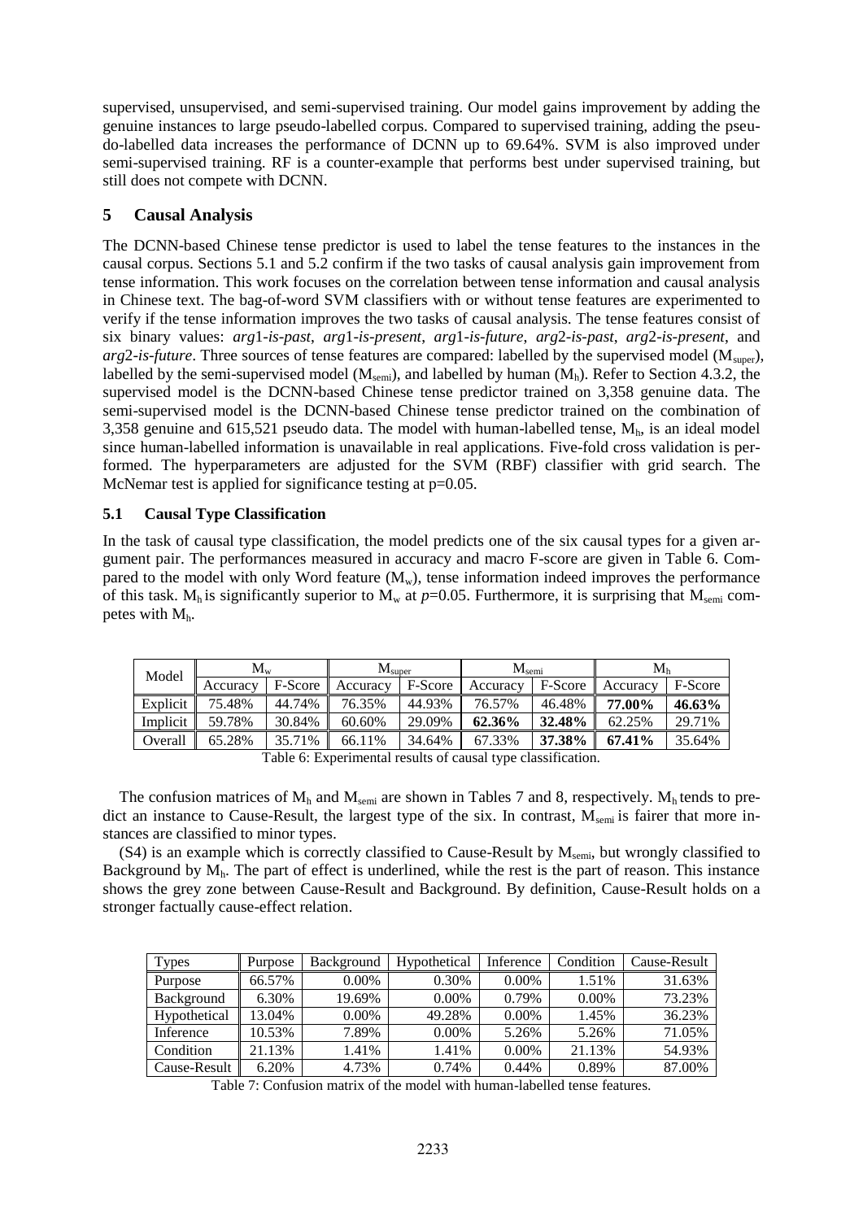supervised, unsupervised, and semi-supervised training. Our model gains improvement by adding the genuine instances to large pseudo-labelled corpus. Compared to supervised training, adding the pseudo-labelled data increases the performance of DCNN up to 69.64%. SVM is also improved under semi-supervised training. RF is a counter-example that performs best under supervised training, but still does not compete with DCNN.

## 5 Causal Analysis

The DCNN-based Chinese tense predictor is used to label the tense features to the instances in the causal corpus. Sections 5.1 and 5.2 confirm if the two tasks of causal analysis gain improvement from tense information. This work focuses on the correlation between tense information and causal analysis in Chinese text. The bag-of-word SVM classifiers with or without tense features are experimented to verify if the tense information improves the two tasks of causal analysis. The tense features consist of six binary values: *arg1-is-past*, *arg1-is-present*, *arg1-is-future*, *arg2-is-past*, *arg2-is-present*, and *arg2-is-future*. Three sources of tense features are compared: labelled by the supervised model ($M_{super}$), labelled by the semi-supervised model ($M_{semi}$), and labelled by human ($M_h$). Refer to Section 4.3.2, the supervised model is the DCNN-based Chinese tense predictor trained on 3,358 genuine data. The semi-supervised model is the DCNN-based Chinese tense predictor trained on the combination of 3,358 genuine and 615,521 pseudo data. The model with human-labelled tense, $M_h$, is an ideal model since human-labelled information is unavailable in real applications. Five-fold cross validation is performed. The hyperparameters are adjusted for the SVM (RBF) classifier with grid search. The McNemar test is applied for significance testing at p=0.05.

### 5.1 Causal Type Classification

In the task of causal type classification, the model predicts one of the six causal types for a given argument pair. The performances measured in accuracy and macro F-score are given in Table 6. Compared to the model with only Word feature ($M_w$), tense information indeed improves the performance of this task. $M_h$ is significantly superior to $M_w$ at $p$=0.05. Furthermore, it is surprising that $M_{semi}$ competes with $M_h$.

| Model | $M_w$ | | $M_{super}$ | | $M_{semi}$ | | $M_h$ | |
|---|---|---|---|---|---|---|---|---|
| | Accuracy | F-Score | Accuracy | F-Score | Accuracy | F-Score | Accuracy | F-Score |
| Explicit | 75.48% | 44.74% | 76.35% | 44.93% | 76.57% | 46.48% | **77.00%** | **46.63%** |
| Implicit | 59.78% | 30.84% | 60.60% | 29.09% | **62.36%** | **32.48%** | 62.25% | 29.71% |
| Overall | 65.28% | 35.71% | 66.11% | 34.64% | 67.33% | **37.38%** | **67.41%** | 35.64% |

Table 6: Experimental results of causal type classification.

The confusion matrices of $M_h$ and $M_{semi}$ are shown in Tables 7 and 8, respectively. $M_h$ tends to predict an instance to Cause-Result, the largest type of the six. In contrast, $M_{semi}$ is fairer that more instances are classified to minor types.

(S4) is an example which is correctly classified to Cause-Result by $M_{semi}$, but wrongly classified to Background by $M_h$. The part of effect is underlined, while the rest is the part of reason. This instance shows the grey zone between Cause-Result and Background. By definition, Cause-Result holds on a stronger factually cause-effect relation.

| Types | Purpose | Background | Hypothetical | Inference | Condition | Cause-Result |
|---|---|---|---|---|---|---|
| Purpose | 66.57% | 0.00% | 0.30% | 0.00% | 1.51% | 31.63% |
| Background | 6.30% | 19.69% | 0.00% | 0.79% | 0.00% | 73.23% |
| Hypothetical | 13.04% | 0.00% | 49.28% | 0.00% | 1.45% | 36.23% |
| Inference | 10.53% | 7.89% | 0.00% | 5.26% | 5.26% | 71.05% |
| Condition | 21.13% | 1.41% | 1.41% | 0.00% | 21.13% | 54.93% |
| Cause-Result | 6.20% | 4.73% | 0.74% | 0.44% | 0.89% | 87.00% |

Table 7: Confusion matrix of the model with human-labelled tense features.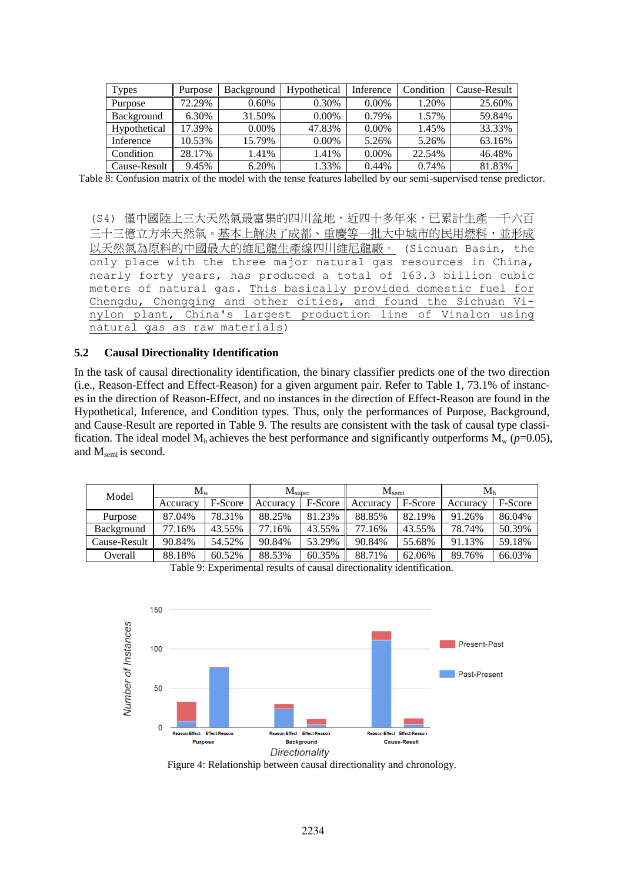| Types | Purpose | Background | Hypothetical | Inference | Condition | Cause-Result |
|---|---|---|---|---|---|---|
| Purpose | 72.29% | 0.60% | 0.30% | 0.00% | 1.20% | 25.60% |
| Background | 6.30% | 31.50% | 0.00% | 0.79% | 1.57% | 59.84% |
| Hypothetical | 17.39% | 0.00% | 47.83% | 0.00% | 1.45% | 33.33% |
| Inference | 10.53% | 15.79% | 0.00% | 5.26% | 5.26% | 63.16% |
| Condition | 28.17% | 1.41% | 1.41% | 0.00% | 22.54% | 46.48% |
| Cause-Result | 9.45% | 6.20% | 1.33% | 0.44% | 0.74% | 81.83% |

Table 8: Confusion matrix of the model with the tense features labelled by our semi-supervised tense predictor.

(S4) 僅中國陸上三大天然氣最富集的四川盆地，近四十多年來，已累計生產一千六百三十三億立方米天然氣。基本上解決了成都、重慶等一批大中城市的民用燃料，並形成以天然氣為原料的中國最大的維尼龍生產線四川維尼龍廠。 (Sichuan Basin, the only place with the three major natural gas resources in China, nearly forty years, has produced a total of 163.3 billion cubic meters of natural gas. This basically provided domestic fuel for Chengdu, Chongqing and other cities, and found the Sichuan Vinylon plant, China's largest production line of Vinalon using natural gas as raw materials)

### 5.2 Causal Directionality Identification

In the task of causal directionality identification, the binary classifier predicts one of the two direction (i.e., Reason-Effect and Effect-Reason) for a given argument pair. Refer to Table 1, 73.1% of instances in the direction of Reason-Effect, and no instances in the direction of Effect-Reason are found in the Hypothetical, Inference, and Condition types. Thus, only the performances of Purpose, Background, and Cause-Result are reported in Table 9. The results are consistent with the task of causal type classification. The ideal model $M_h$ achieves the best performance and significantly outperforms $M_w$ ($p$=0.05), and $M_{semi}$ is second.

| Model | $M_w$ | | $M_{super}$ | | $M_{semi}$ | | $M_h$ | |
|---|---|---|---|---|---|---|---|---|
| | Accuracy | F-Score | Accuracy | F-Score | Accuracy | F-Score | Accuracy | F-Score |
| Purpose | 87.04% | 78.31% | 88.25% | 81.23% | 88.85% | 82.19% | 91.26% | 86.04% |
| Background | 77.16% | 43.55% | 77.16% | 43.55% | 77.16% | 43.55% | 78.74% | 50.39% |
| Cause-Result | 90.84% | 54.52% | 90.84% | 53.29% | 90.84% | 55.68% | 91.13% | 59.18% |
| Overall | 88.18% | 60.52% | 88.53% | 60.35% | 88.71% | 62.06% | 89.76% | 66.03% |

Table 9: Experimental results of causal directionality identification.

Figure 4: Relationship between causal directionality and chronology.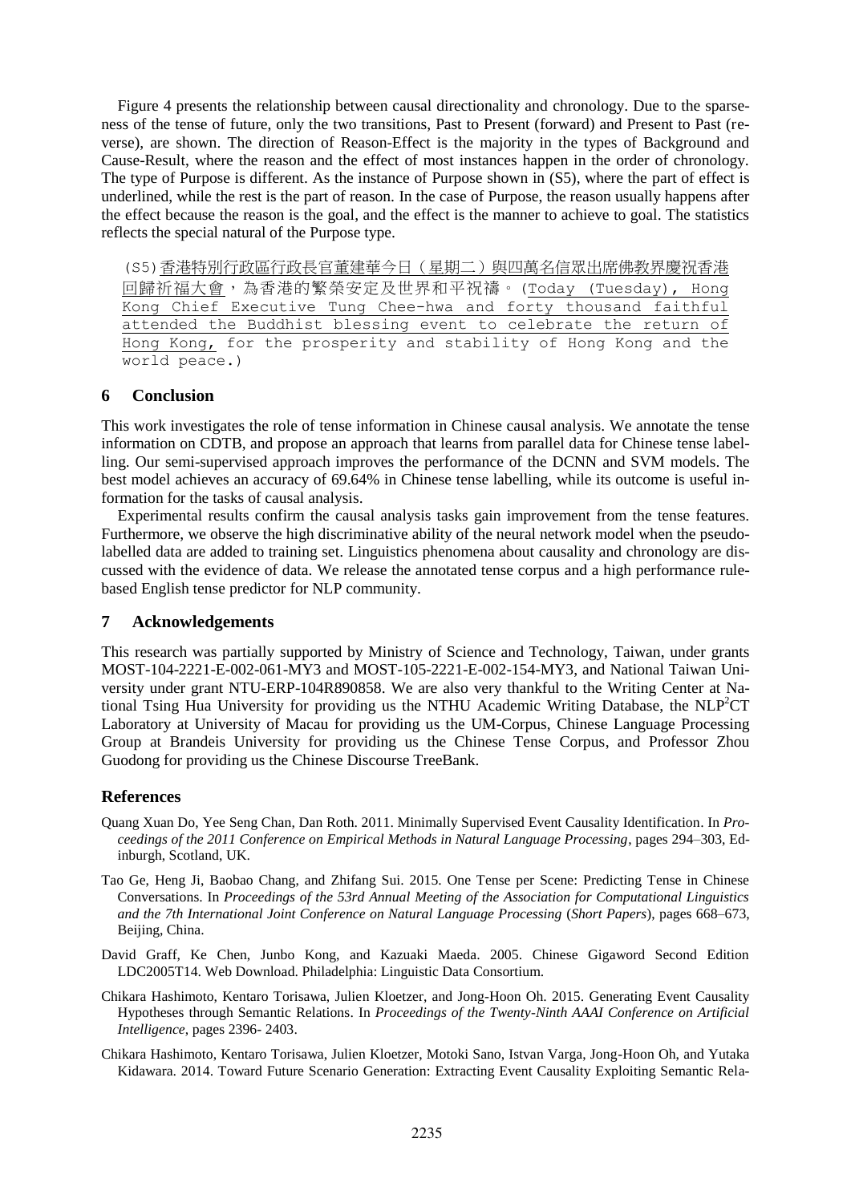Figure 4 presents the relationship between causal directionality and chronology. Due to the sparseness of the tense of future, only the two transitions, Past to Present (forward) and Present to Past (reverse), are shown. The direction of Reason-Effect is the majority in the types of Background and Cause-Result, where the reason and the effect of most instances happen in the order of chronology. The type of Purpose is different. As the instance of Purpose shown in (S5), where the part of effect is underlined, while the rest is the part of reason. In the case of Purpose, the reason usually happens after the effect because the reason is the goal, and the effect is the manner to achieve to goal. The statistics reflects the special natural of the Purpose type.

(S5)香港特別行政區行政長官董建華今日（星期二）與四萬名信眾出席佛教界慶祝香港回歸祈福大會，為香港的繁榮安定及世界和平祝禱。(Today (Tuesday), Hong Kong Chief Executive Tung Chee-hwa and forty thousand faithful attended the Buddhist blessing event to celebrate the return of Hong Kong, for the prosperity and stability of Hong Kong and the world peace.)

## 6 Conclusion

This work investigates the role of tense information in Chinese causal analysis. We annotate the tense information on CDTB, and propose an approach that learns from parallel data for Chinese tense labelling. Our semi-supervised approach improves the performance of the DCNN and SVM models. The best model achieves an accuracy of 69.64% in Chinese tense labelling, while its outcome is useful information for the tasks of causal analysis.

Experimental results confirm the causal analysis tasks gain improvement from the tense features. Furthermore, we observe the high discriminative ability of the neural network model when the pseudo-labelled data are added to training set. Linguistics phenomena about causality and chronology are discussed with the evidence of data. We release the annotated tense corpus and a high performance rule-based English tense predictor for NLP community.

## 7 Acknowledgements

This research was partially supported by Ministry of Science and Technology, Taiwan, under grants MOST-104-2221-E-002-061-MY3 and MOST-105-2221-E-002-154-MY3, and National Taiwan University under grant NTU-ERP-104R890858. We are also very thankful to the Writing Center at National Tsing Hua University for providing us the NTHU Academic Writing Database, the NLP$^2$CT Laboratory at University of Macau for providing us the UM-Corpus, Chinese Language Processing Group at Brandeis University for providing us the Chinese Tense Corpus, and Professor Zhou Guodong for providing us the Chinese Discourse TreeBank.

## References

Quang Xuan Do, Yee Seng Chan, Dan Roth. 2011. Minimally Supervised Event Causality Identification. In *Proceedings of the 2011 Conference on Empirical Methods in Natural Language Processing*, pages 294–303, Edinburgh, Scotland, UK.

Tao Ge, Heng Ji, Baobao Chang, and Zhifang Sui. 2015. One Tense per Scene: Predicting Tense in Chinese Conversations. In *Proceedings of the 53rd Annual Meeting of the Association for Computational Linguistics and the 7th International Joint Conference on Natural Language Processing* (*Short Papers*), pages 668–673, Beijing, China.

David Graff, Ke Chen, Junbo Kong, and Kazuaki Maeda. 2005. Chinese Gigaword Second Edition LDC2005T14. Web Download. Philadelphia: Linguistic Data Consortium.

Chikara Hashimoto, Kentaro Torisawa, Julien Kloetzer, and Jong-Hoon Oh. 2015. Generating Event Causality Hypotheses through Semantic Relations. In *Proceedings of the Twenty-Ninth AAAI Conference on Artificial Intelligence*, pages 2396- 2403.

Chikara Hashimoto, Kentaro Torisawa, Julien Kloetzer, Motoki Sano, Istvan Varga, Jong-Hoon Oh, and Yutaka Kidawara. 2014. Toward Future Scenario Generation: Extracting Event Causality Exploiting Semantic Rela-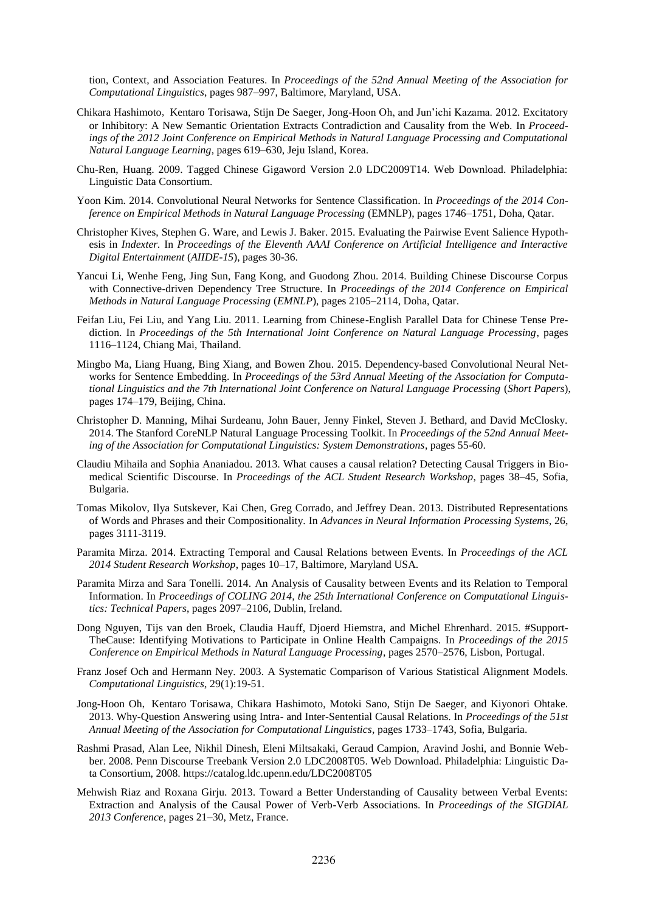tion, Context, and Association Features. In *Proceedings of the 52nd Annual Meeting of the Association for Computational Linguistics*, pages 987–997, Baltimore, Maryland, USA.

Chikara Hashimoto, Kentaro Torisawa, Stijn De Saeger, Jong-Hoon Oh, and Jun'ichi Kazama. 2012. Excitatory or Inhibitory: A New Semantic Orientation Extracts Contradiction and Causality from the Web. In *Proceedings of the 2012 Joint Conference on Empirical Methods in Natural Language Processing and Computational Natural Language Learning*, pages 619–630, Jeju Island, Korea.

Chu-Ren, Huang. 2009. Tagged Chinese Gigaword Version 2.0 LDC2009T14. Web Download. Philadelphia: Linguistic Data Consortium.

Yoon Kim. 2014. Convolutional Neural Networks for Sentence Classification. In *Proceedings of the 2014 Conference on Empirical Methods in Natural Language Processing* (EMNLP), pages 1746–1751, Doha, Qatar.

Christopher Kives, Stephen G. Ware, and Lewis J. Baker. 2015. Evaluating the Pairwise Event Salience Hypothesis in *Indexter*. In *Proceedings of the Eleventh AAAI Conference on Artificial Intelligence and Interactive Digital Entertainment* (*AIIDE-15*), pages 30-36.

Yancui Li, Wenhe Feng, Jing Sun, Fang Kong, and Guodong Zhou. 2014. Building Chinese Discourse Corpus with Connective-driven Dependency Tree Structure. In *Proceedings of the 2014 Conference on Empirical Methods in Natural Language Processing* (*EMNLP*), pages 2105–2114, Doha, Qatar.

Feifan Liu, Fei Liu, and Yang Liu. 2011. Learning from Chinese-English Parallel Data for Chinese Tense Prediction. In *Proceedings of the 5th International Joint Conference on Natural Language Processing*, pages 1116–1124, Chiang Mai, Thailand.

Mingbo Ma, Liang Huang, Bing Xiang, and Bowen Zhou. 2015. Dependency-based Convolutional Neural Networks for Sentence Embedding. In *Proceedings of the 53rd Annual Meeting of the Association for Computational Linguistics and the 7th International Joint Conference on Natural Language Processing* (*Short Papers*), pages 174–179, Beijing, China.

Christopher D. Manning, Mihai Surdeanu, John Bauer, Jenny Finkel, Steven J. Bethard, and David McClosky. 2014. The Stanford CoreNLP Natural Language Processing Toolkit. In *Proceedings of the 52nd Annual Meeting of the Association for Computational Linguistics: System Demonstrations*, pages 55-60.

Claudiu Mihaila and Sophia Ananiadou. 2013. What causes a causal relation? Detecting Causal Triggers in Biomedical Scientific Discourse. In *Proceedings of the ACL Student Research Workshop*, pages 38–45, Sofia, Bulgaria.

Tomas Mikolov, Ilya Sutskever, Kai Chen, Greg Corrado, and Jeffrey Dean. 2013. Distributed Representations of Words and Phrases and their Compositionality. In *Advances in Neural Information Processing Systems*, 26, pages 3111-3119.

Paramita Mirza. 2014. Extracting Temporal and Causal Relations between Events. In *Proceedings of the ACL 2014 Student Research Workshop*, pages 10–17, Baltimore, Maryland USA.

Paramita Mirza and Sara Tonelli. 2014. An Analysis of Causality between Events and its Relation to Temporal Information. In *Proceedings of COLING 2014, the 25th International Conference on Computational Linguistics: Technical Papers*, pages 2097–2106, Dublin, Ireland.

Dong Nguyen, Tijs van den Broek, Claudia Hauff, Djoerd Hiemstra, and Michel Ehrenhard. 2015. #Support-TheCause: Identifying Motivations to Participate in Online Health Campaigns. In *Proceedings of the 2015 Conference on Empirical Methods in Natural Language Processing*, pages 2570–2576, Lisbon, Portugal.

Franz Josef Och and Hermann Ney. 2003. A Systematic Comparison of Various Statistical Alignment Models. *Computational Linguistics*, 29(1):19-51.

Jong-Hoon Oh, Kentaro Torisawa, Chikara Hashimoto, Motoki Sano, Stijn De Saeger, and Kiyonori Ohtake. 2013. Why-Question Answering using Intra- and Inter-Sentential Causal Relations. In *Proceedings of the 51st Annual Meeting of the Association for Computational Linguistics*, pages 1733–1743, Sofia, Bulgaria.

Rashmi Prasad, Alan Lee, Nikhil Dinesh, Eleni Miltsakaki, Geraud Campion, Aravind Joshi, and Bonnie Webber. 2008. Penn Discourse Treebank Version 2.0 LDC2008T05. Web Download. Philadelphia: Linguistic Data Consortium, 2008. https://catalog.ldc.upenn.edu/LDC2008T05

Mehwish Riaz and Roxana Girju. 2013. Toward a Better Understanding of Causality between Verbal Events: Extraction and Analysis of the Causal Power of Verb-Verb Associations. In *Proceedings of the SIGDIAL 2013 Conference*, pages 21–30, Metz, France.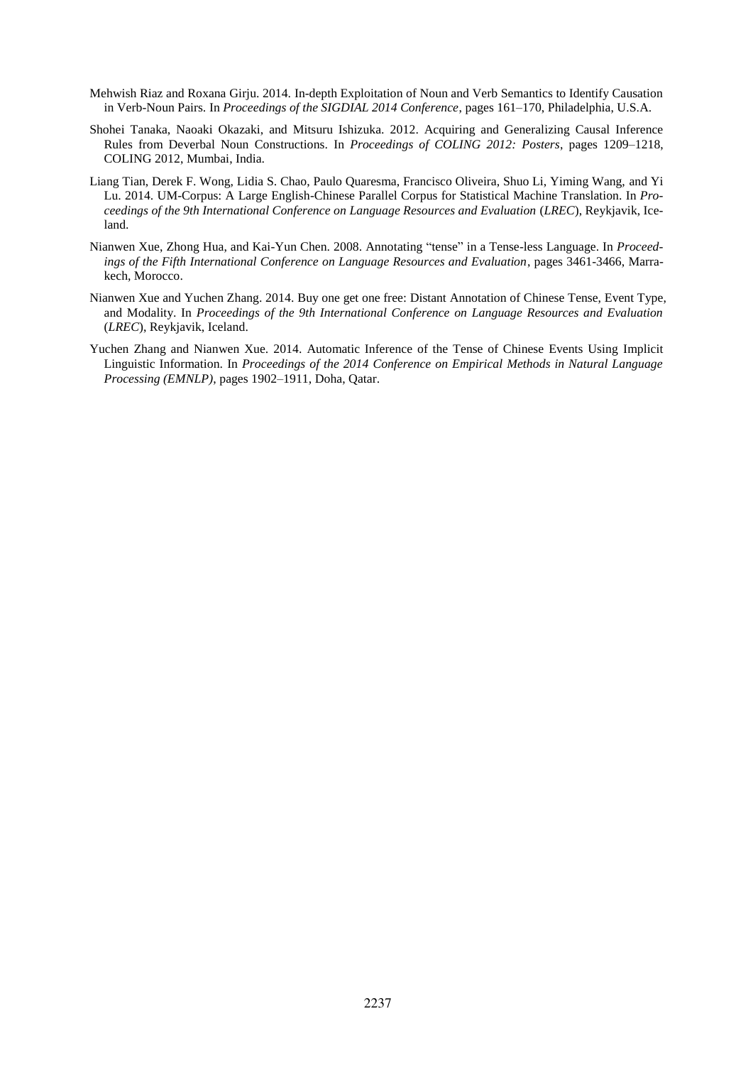Mehwish Riaz and Roxana Girju. 2014. In-depth Exploitation of Noun and Verb Semantics to Identify Causation in Verb-Noun Pairs. In *Proceedings of the SIGDIAL 2014 Conference*, pages 161–170, Philadelphia, U.S.A.

Shohei Tanaka, Naoaki Okazaki, and Mitsuru Ishizuka. 2012. Acquiring and Generalizing Causal Inference Rules from Deverbal Noun Constructions. In *Proceedings of COLING 2012: Posters*, pages 1209–1218, COLING 2012, Mumbai, India.

Liang Tian, Derek F. Wong, Lidia S. Chao, Paulo Quaresma, Francisco Oliveira, Shuo Li, Yiming Wang, and Yi Lu. 2014. UM-Corpus: A Large English-Chinese Parallel Corpus for Statistical Machine Translation. In *Proceedings of the 9th International Conference on Language Resources and Evaluation* (*LREC*), Reykjavik, Iceland.

Nianwen Xue, Zhong Hua, and Kai-Yun Chen. 2008. Annotating "tense" in a Tense-less Language. In *Proceedings of the Fifth International Conference on Language Resources and Evaluation*, pages 3461-3466, Marrakech, Morocco.

Nianwen Xue and Yuchen Zhang. 2014. Buy one get one free: Distant Annotation of Chinese Tense, Event Type, and Modality. In *Proceedings of the 9th International Conference on Language Resources and Evaluation* (*LREC*), Reykjavik, Iceland.

Yuchen Zhang and Nianwen Xue. 2014. Automatic Inference of the Tense of Chinese Events Using Implicit Linguistic Information. In *Proceedings of the 2014 Conference on Empirical Methods in Natural Language Processing (EMNLP)*, pages 1902–1911, Doha, Qatar.